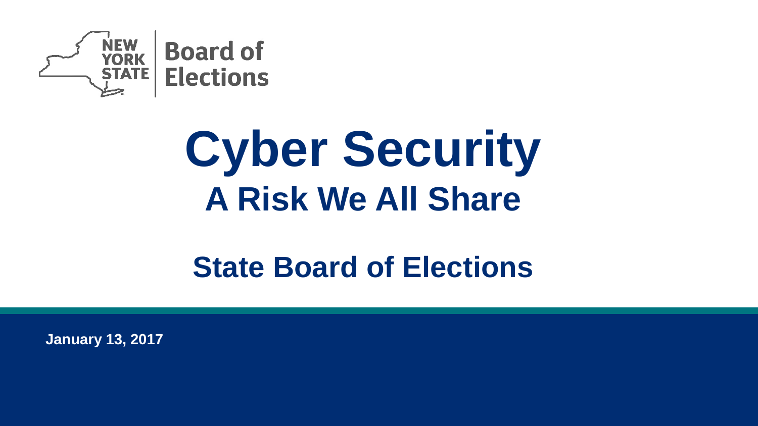New York State Board of Elections

# Cyber Security

## A Risk We All Share

## State Board of Elections

**January 13, 2017**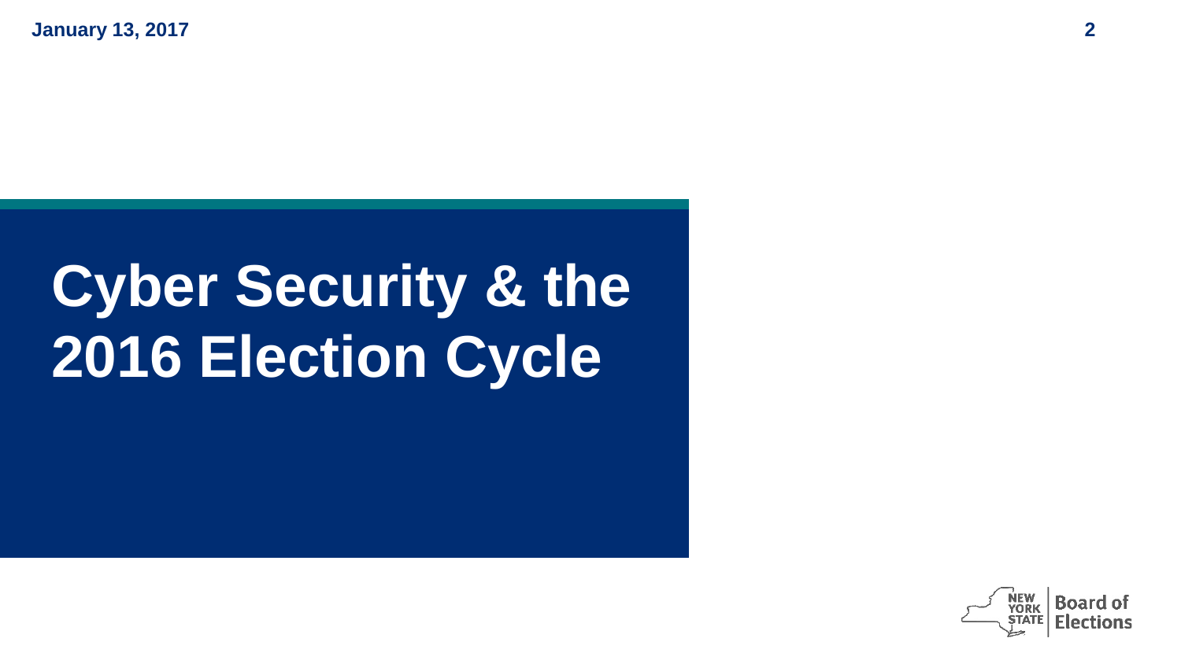# Cyber Security & the 2016 Election Cycle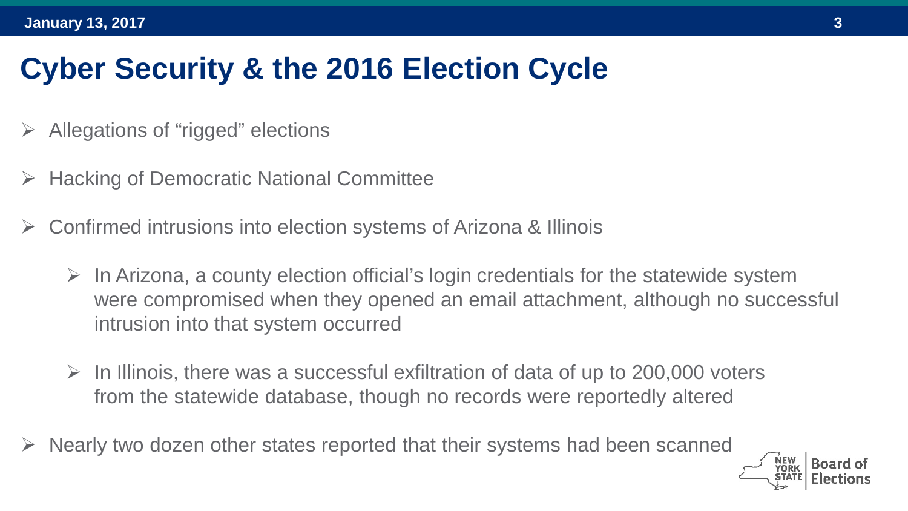# Cyber Security & the 2016 Election Cycle

- Allegations of “rigged” elections
- Hacking of Democratic National Committee
- Confirmed intrusions into election systems of Arizona & Illinois
  - In Arizona, a county election official’s login credentials for the statewide system were compromised when they opened an email attachment, although no successful intrusion into that system occurred
  - In Illinois, there was a successful exfiltration of data of up to 200,000 voters from the statewide database, though no records were reportedly altered
- Nearly two dozen other states reported that their systems had been scanned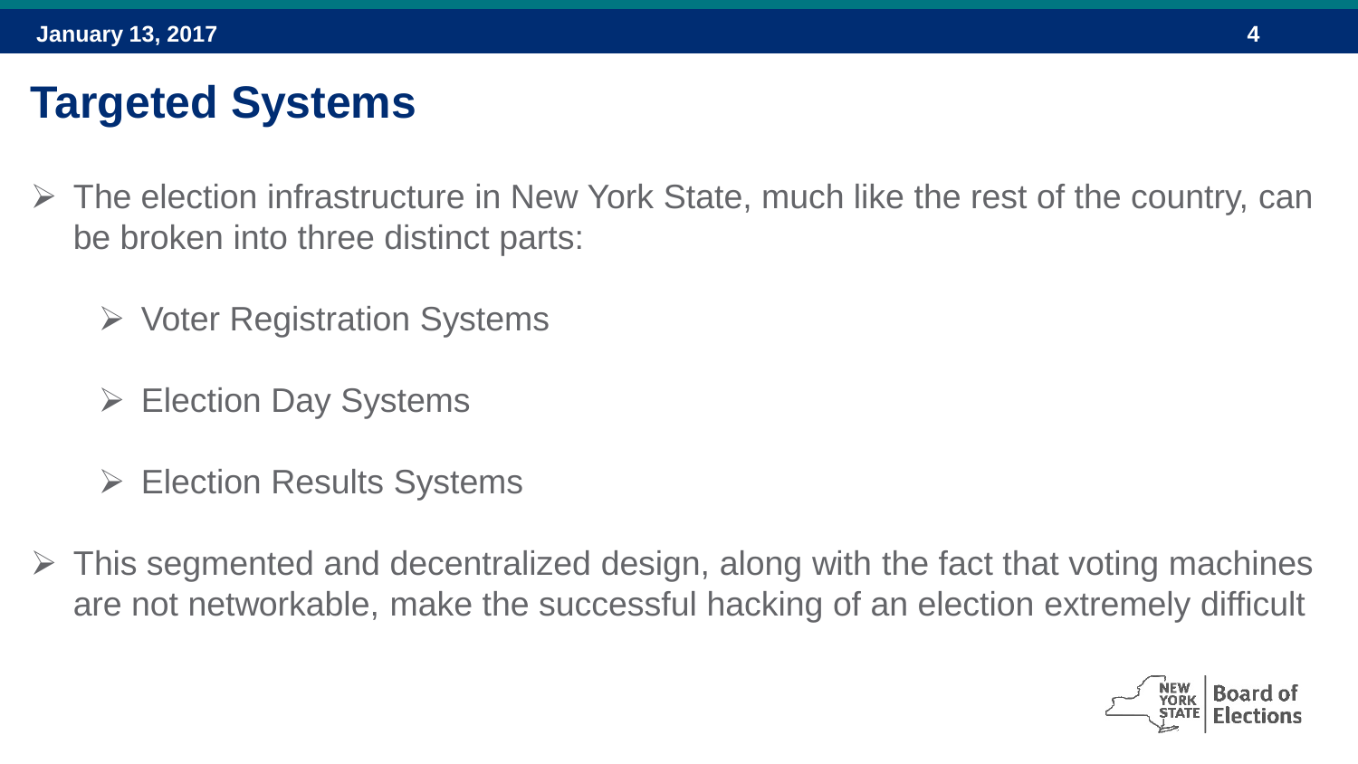# Targeted Systems

- The election infrastructure in New York State, much like the rest of the country, can be broken into three distinct parts:
  - Voter Registration Systems
  - Election Day Systems
  - Election Results Systems
- This segmented and decentralized design, along with the fact that voting machines are not networkable, make the successful hacking of an election extremely difficult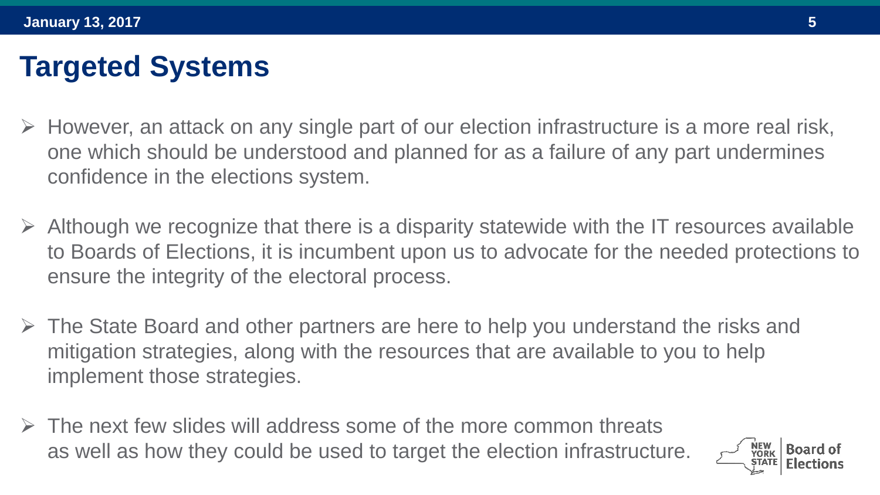# Targeted Systems

- However, an attack on any single part of our election infrastructure is a more real risk, one which should be understood and planned for as a failure of any part undermines confidence in the elections system.
- Although we recognize that there is a disparity statewide with the IT resources available to Boards of Elections, it is incumbent upon us to advocate for the needed protections to ensure the integrity of the electoral process.
- The State Board and other partners are here to help you understand the risks and mitigation strategies, along with the resources that are available to you to help implement those strategies.
- The next few slides will address some of the more common threats as well as how they could be used to target the election infrastructure.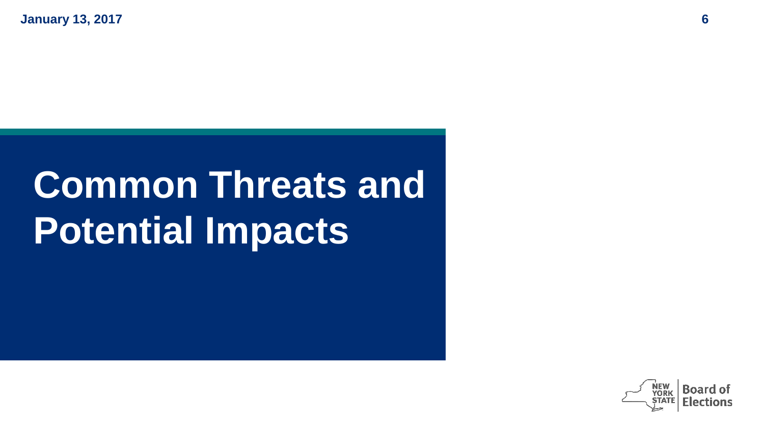# Common Threats and Potential Impacts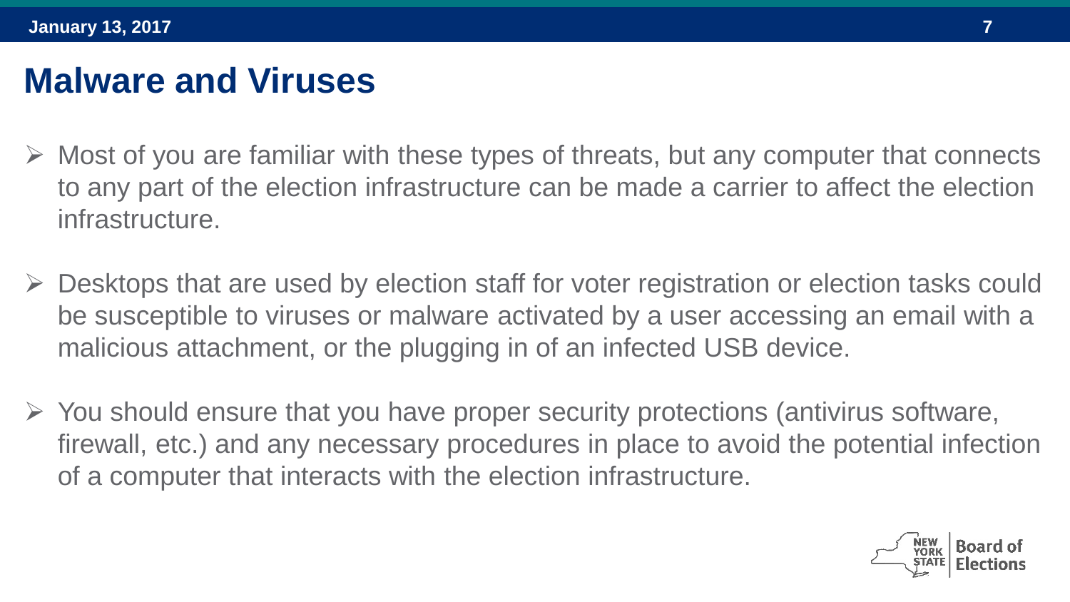# Malware and Viruses

- Most of you are familiar with these types of threats, but any computer that connects to any part of the election infrastructure can be made a carrier to affect the election infrastructure.
- Desktops that are used by election staff for voter registration or election tasks could be susceptible to viruses or malware activated by a user accessing an email with a malicious attachment, or the plugging in of an infected USB device.
- You should ensure that you have proper security protections (antivirus software, firewall, etc.) and any necessary procedures in place to avoid the potential infection of a computer that interacts with the election infrastructure.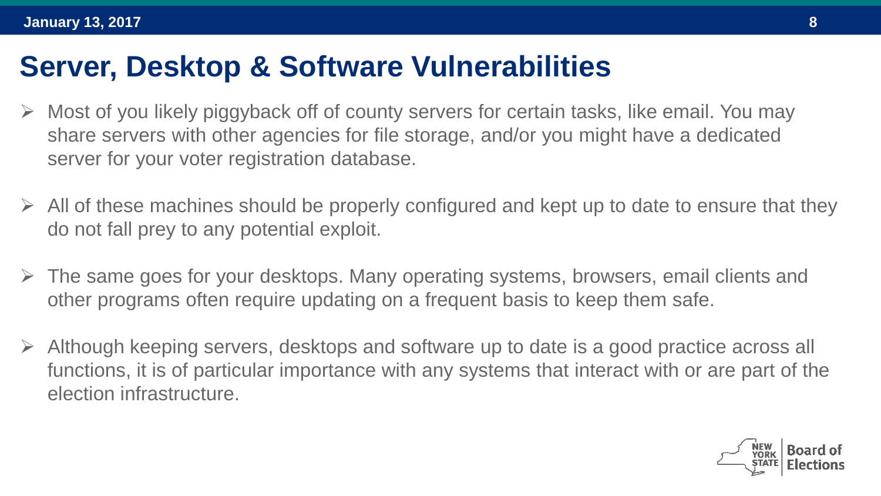# Server, Desktop & Software Vulnerabilities

- Most of you likely piggyback off of county servers for certain tasks, like email. You may share servers with other agencies for file storage, and/or you might have a dedicated server for your voter registration database.
- All of these machines should be properly configured and kept up to date to ensure that they do not fall prey to any potential exploit.
- The same goes for your desktops. Many operating systems, browsers, email clients and other programs often require updating on a frequent basis to keep them safe.
- Although keeping servers, desktops and software up to date is a good practice across all functions, it is of particular importance with any systems that interact with or are part of the election infrastructure.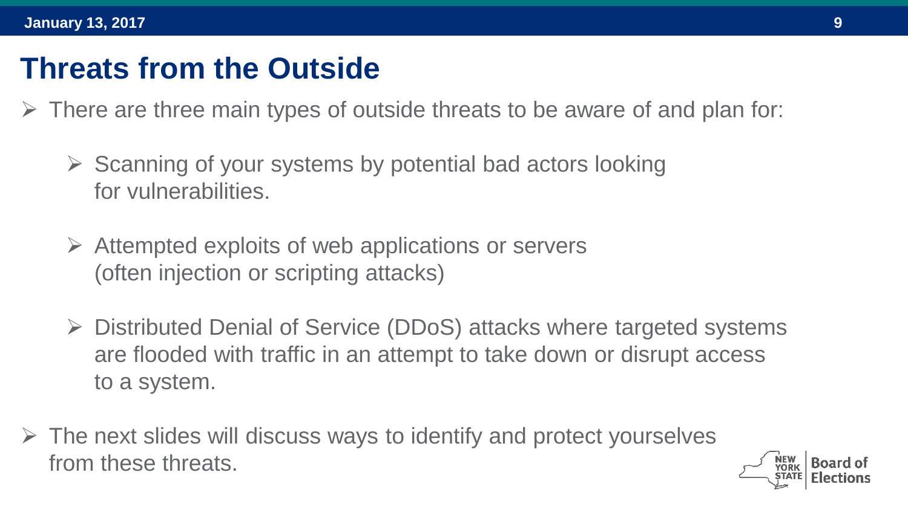# Threats from the Outside

- There are three main types of outside threats to be aware of and plan for:
  - Scanning of your systems by potential bad actors looking for vulnerabilities.
  - Attempted exploits of web applications or servers (often injection or scripting attacks)
  - Distributed Denial of Service (DDoS) attacks where targeted systems are flooded with traffic in an attempt to take down or disrupt access to a system.
- The next slides will discuss ways to identify and protect yourselves from these threats.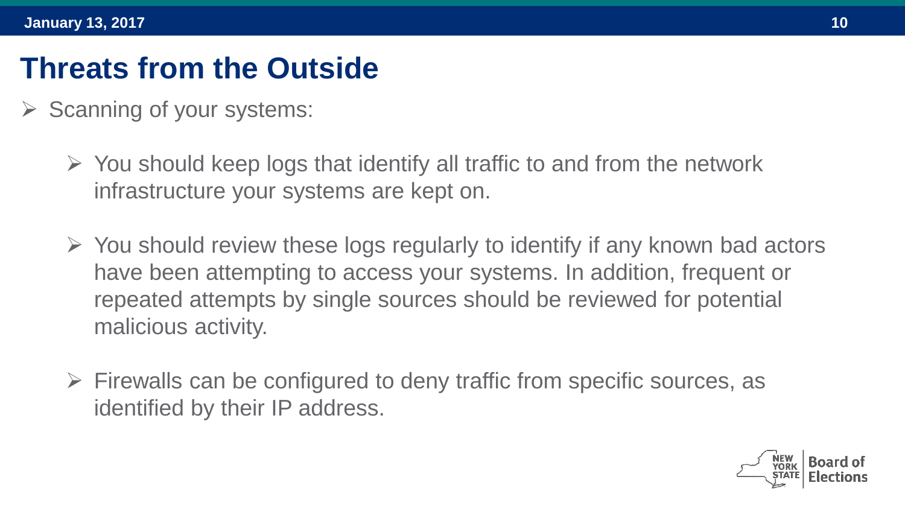# Threats from the Outside

- Scanning of your systems:
  - You should keep logs that identify all traffic to and from the network infrastructure your systems are kept on.
  - You should review these logs regularly to identify if any known bad actors have been attempting to access your systems. In addition, frequent or repeated attempts by single sources should be reviewed for potential malicious activity.
  - Firewalls can be configured to deny traffic from specific sources, as identified by their IP address.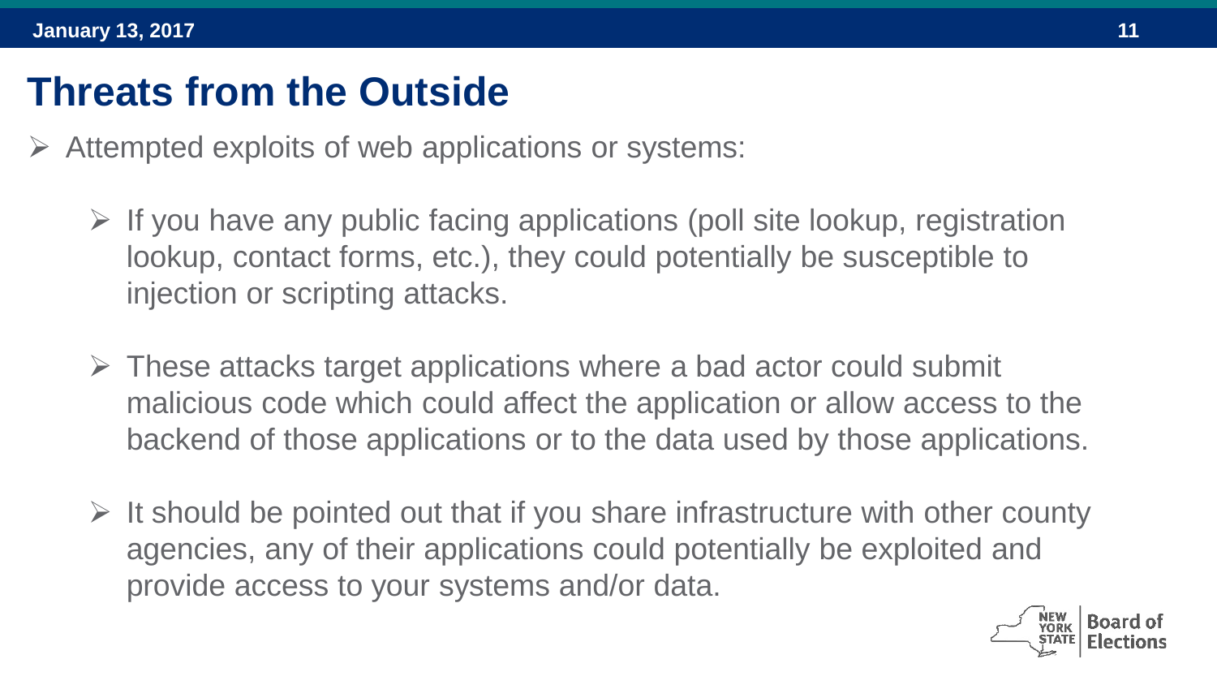# Threats from the Outside

- Attempted exploits of web applications or systems:
  - If you have any public facing applications (poll site lookup, registration lookup, contact forms, etc.), they could potentially be susceptible to injection or scripting attacks.
  - These attacks target applications where a bad actor could submit malicious code which could affect the application or allow access to the backend of those applications or to the data used by those applications.
  - It should be pointed out that if you share infrastructure with other county agencies, any of their applications could potentially be exploited and provide access to your systems and/or data.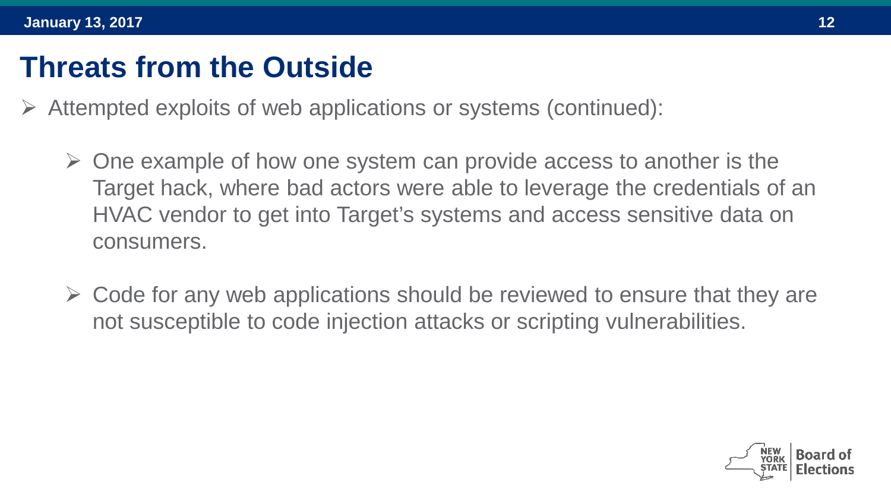# Threats from the Outside

- Attempted exploits of web applications or systems (continued):
  - One example of how one system can provide access to another is the Target hack, where bad actors were able to leverage the credentials of an HVAC vendor to get into Target's systems and access sensitive data on consumers.
  - Code for any web applications should be reviewed to ensure that they are not susceptible to code injection attacks or scripting vulnerabilities.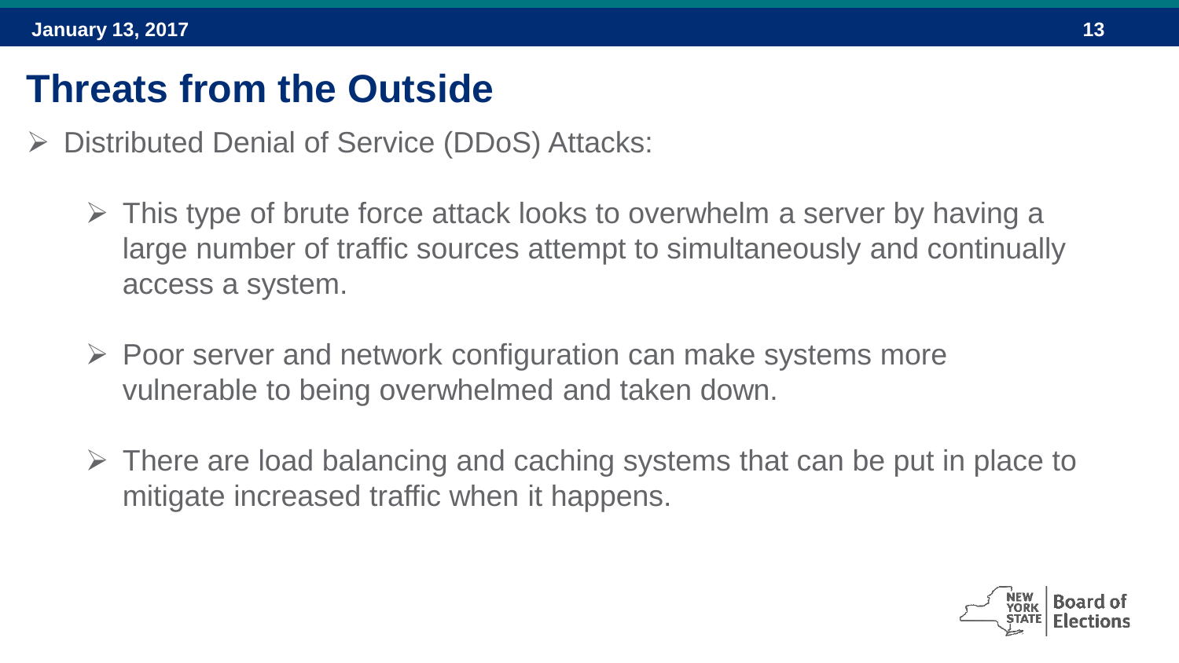# Threats from the Outside

- Distributed Denial of Service (DDoS) Attacks:
  - This type of brute force attack looks to overwhelm a server by having a large number of traffic sources attempt to simultaneously and continually access a system.
  - Poor server and network configuration can make systems more vulnerable to being overwhelmed and taken down.
  - There are load balancing and caching systems that can be put in place to mitigate increased traffic when it happens.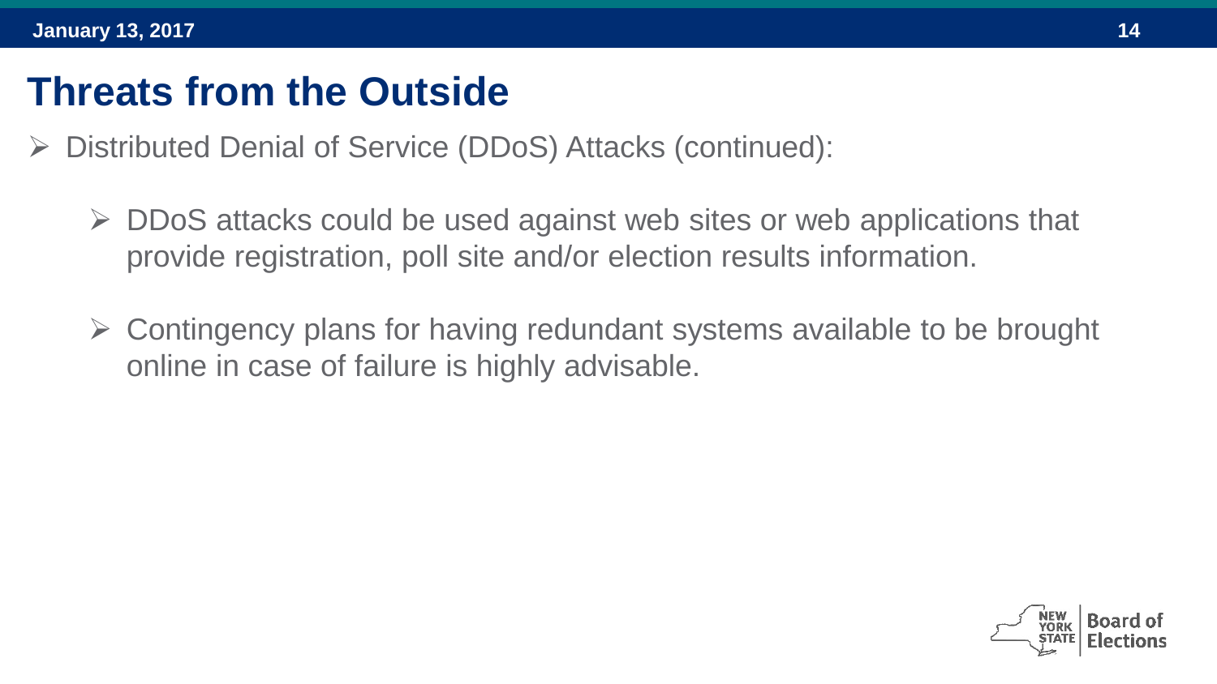# Threats from the Outside

- Distributed Denial of Service (DDoS) Attacks (continued):
  - DDoS attacks could be used against web sites or web applications that provide registration, poll site and/or election results information.
  - Contingency plans for having redundant systems available to be brought online in case of failure is highly advisable.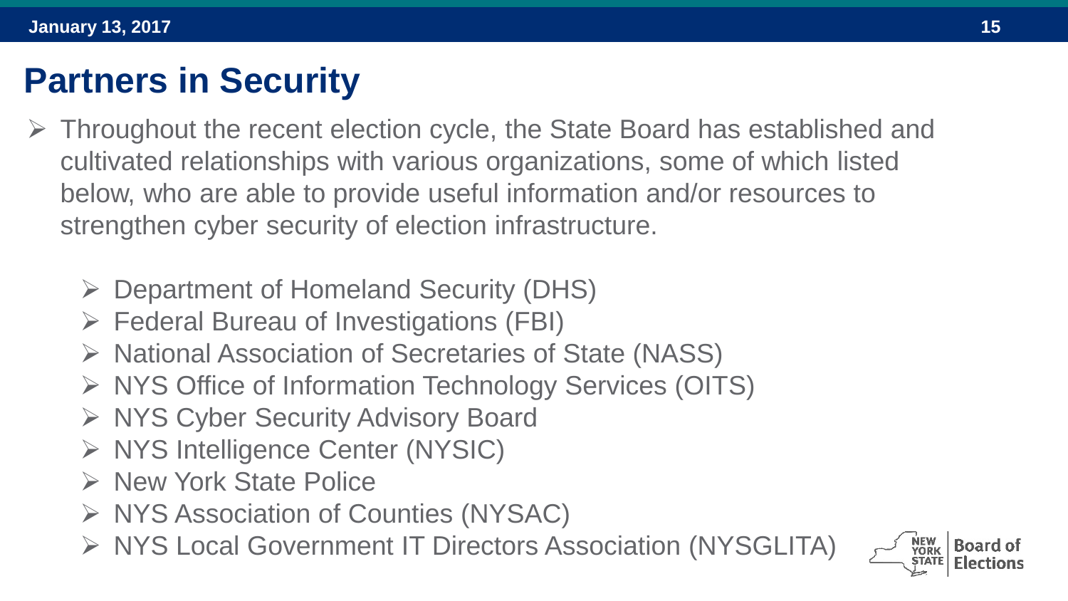# Partners in Security

- Throughout the recent election cycle, the State Board has established and cultivated relationships with various organizations, some of which listed below, who are able to provide useful information and/or resources to strengthen cyber security of election infrastructure.

  - Department of Homeland Security (DHS)
  - Federal Bureau of Investigations (FBI)
  - National Association of Secretaries of State (NASS)
  - NYS Office of Information Technology Services (OITS)
  - NYS Cyber Security Advisory Board
  - NYS Intelligence Center (NYSIC)
  - New York State Police
  - NYS Association of Counties (NYSAC)
  - NYS Local Government IT Directors Association (NYSGLITA)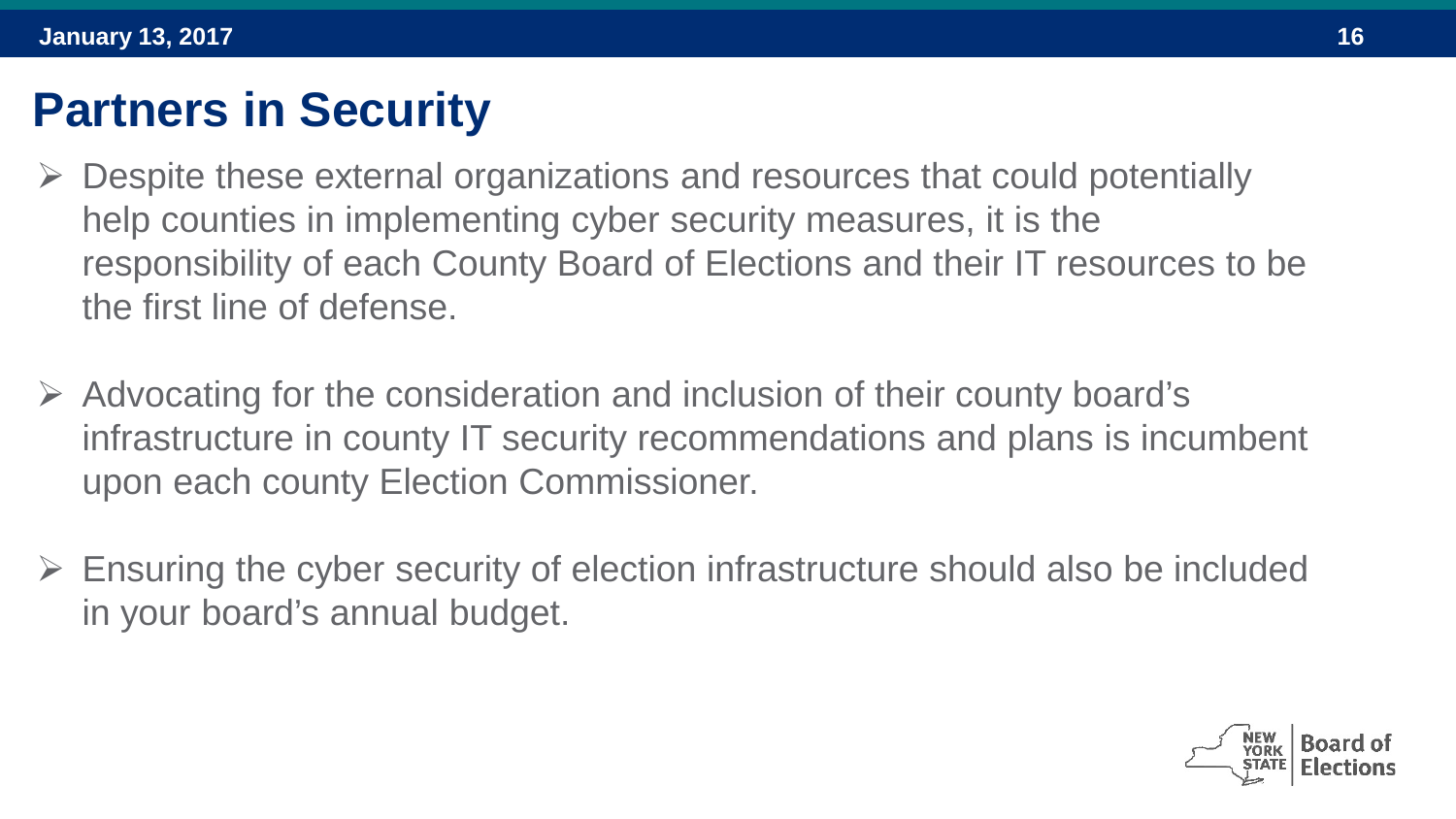# Partners in Security

- Despite these external organizations and resources that could potentially help counties in implementing cyber security measures, it is the responsibility of each County Board of Elections and their IT resources to be the first line of defense.
- Advocating for the consideration and inclusion of their county board's infrastructure in county IT security recommendations and plans is incumbent upon each county Election Commissioner.
- Ensuring the cyber security of election infrastructure should also be included in your board's annual budget.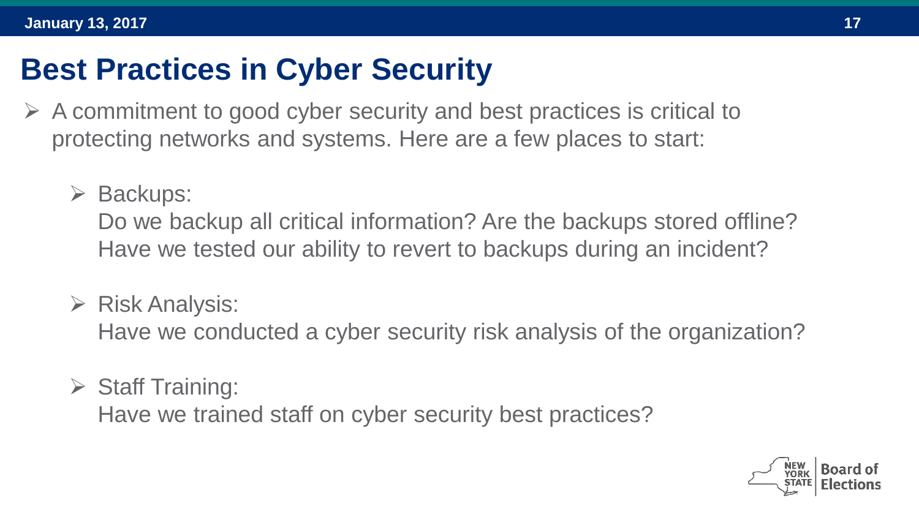# Best Practices in Cyber Security

- A commitment to good cyber security and best practices is critical to protecting networks and systems. Here are a few places to start:
  - Backups:
    Do we backup all critical information? Are the backups stored offline? Have we tested our ability to revert to backups during an incident?
  - Risk Analysis:
    Have we conducted a cyber security risk analysis of the organization?
  - Staff Training:
    Have we trained staff on cyber security best practices?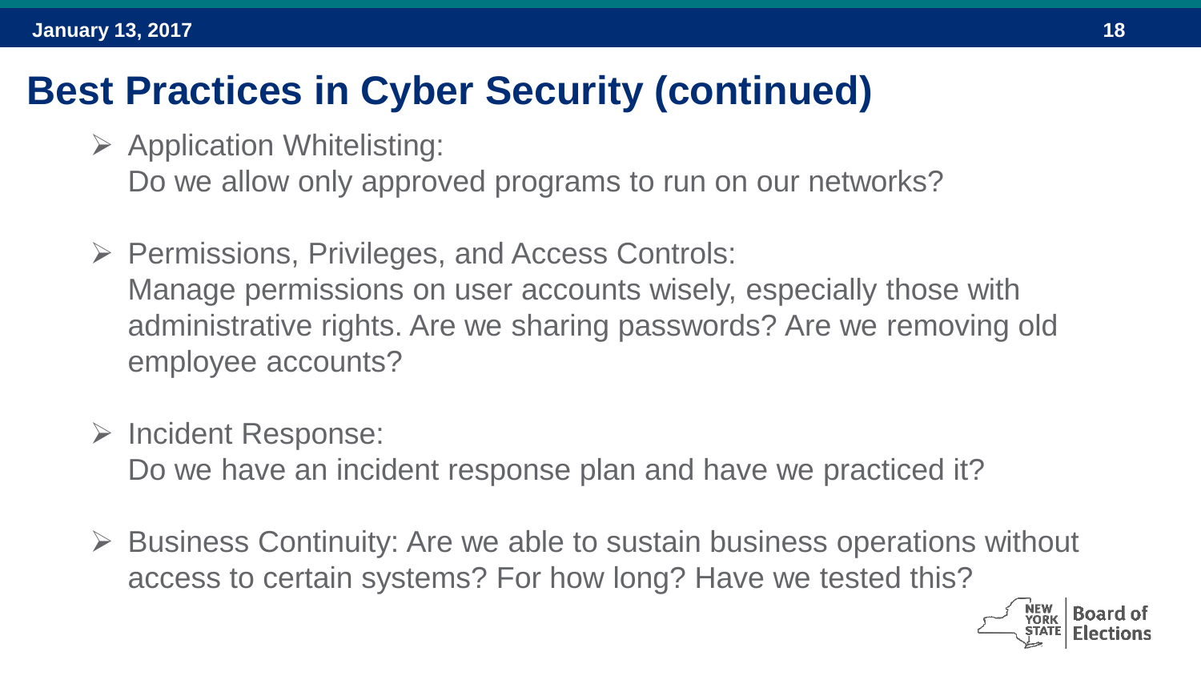# Best Practices in Cyber Security (continued)

- Application Whitelisting:
  Do we allow only approved programs to run on our networks?

- Permissions, Privileges, and Access Controls:
  Manage permissions on user accounts wisely, especially those with administrative rights. Are we sharing passwords? Are we removing old employee accounts?

- Incident Response:
  Do we have an incident response plan and have we practiced it?

- Business Continuity: Are we able to sustain business operations without access to certain systems? For how long? Have we tested this?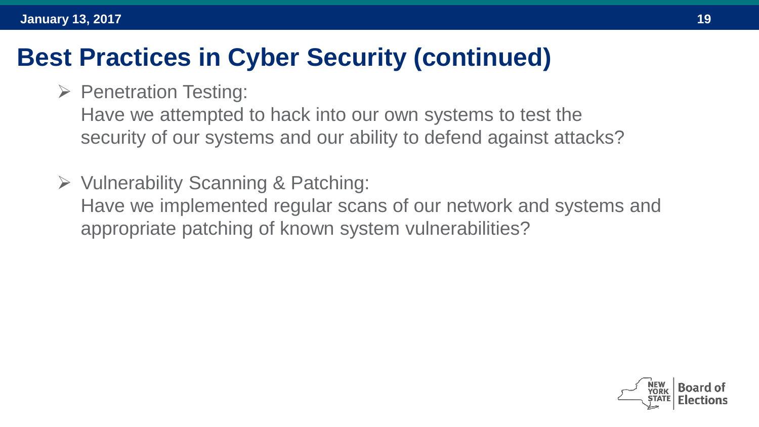# Best Practices in Cyber Security (continued)

- Penetration Testing:
  Have we attempted to hack into our own systems to test the security of our systems and our ability to defend against attacks?

- Vulnerability Scanning & Patching:
  Have we implemented regular scans of our network and systems and appropriate patching of known system vulnerabilities?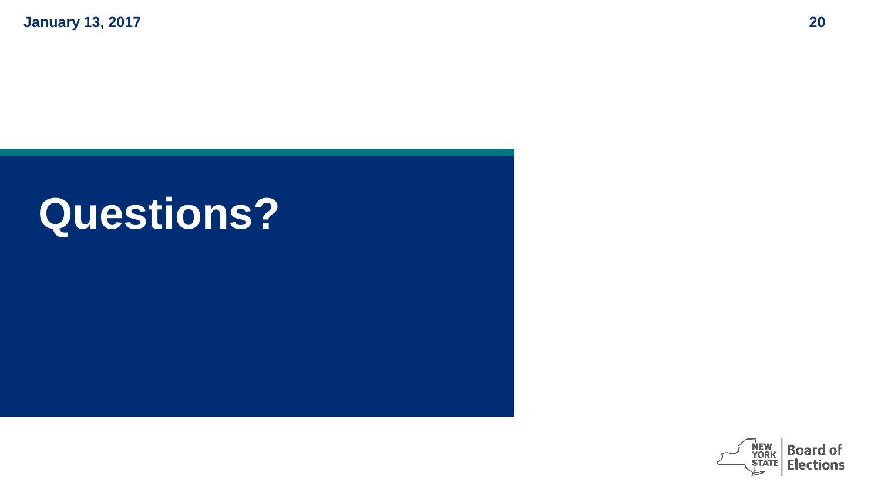# Questions?